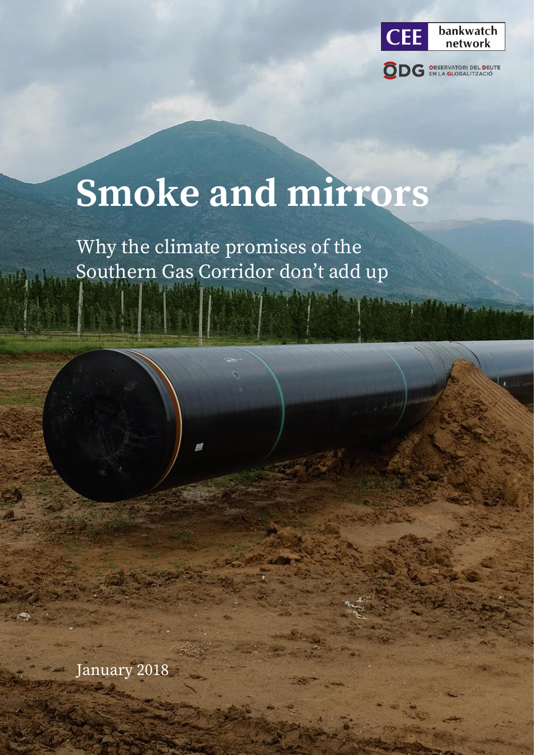CEE bankwatch network

ODG OBSERVATORI DEL DEUTE EN LA GLOBALITZACIÓ

# Smoke and mirrors

Why the climate promises of the Southern Gas Corridor don't add up

January 2018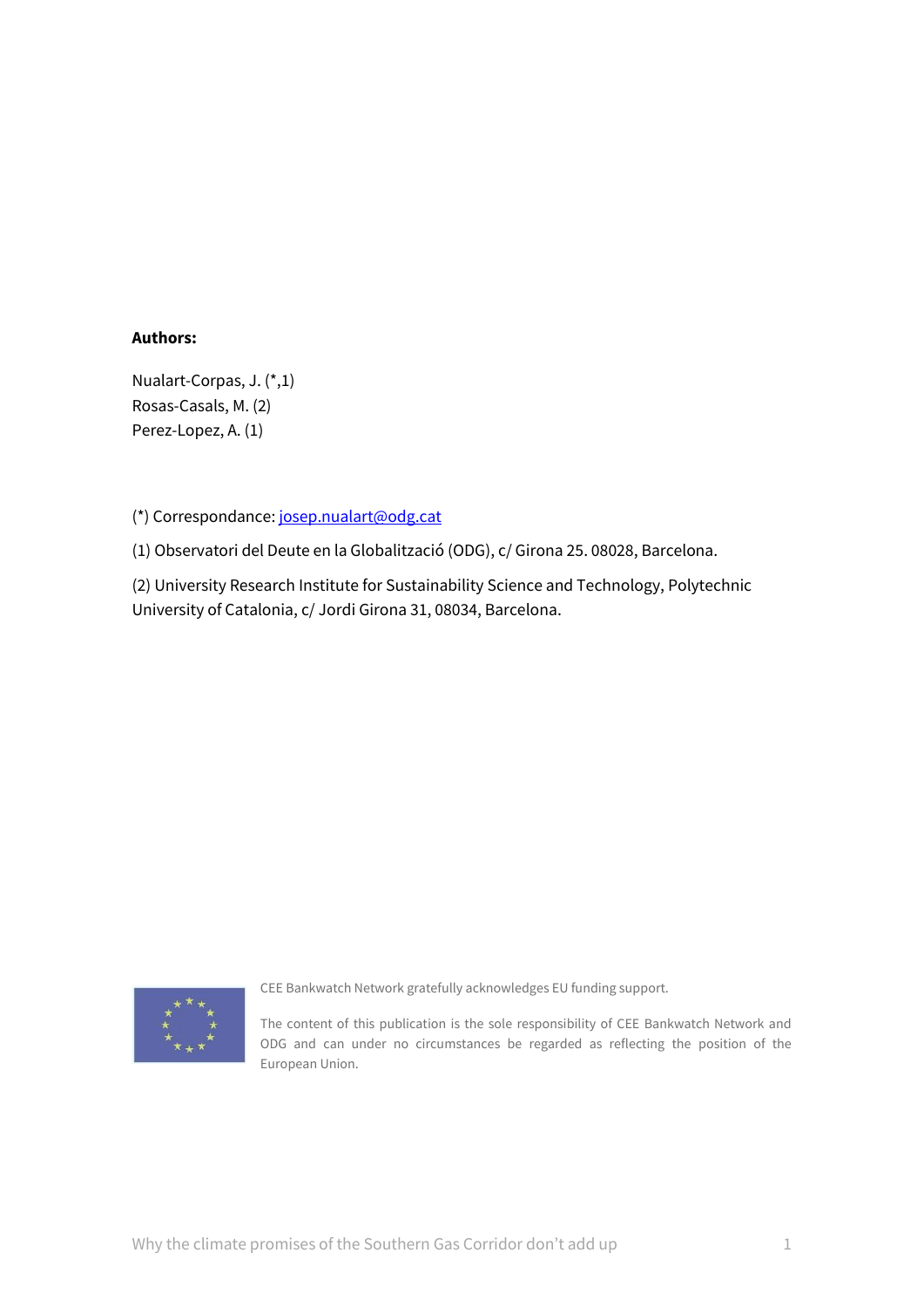**Authors:**

Nualart-Corpas, J. (*,1)
Rosas-Casals, M. (2)
Perez-Lopez, A. (1)

(*) Correspondance: [josep.nualart@odg.cat](mailto:josep.nualart@odg.cat)

(1) Observatori del Deute en la Globalització (ODG), c/ Girona 25. 08028, Barcelona.

(2) University Research Institute for Sustainability Science and Technology, Polytechnic University of Catalonia, c/ Jordi Girona 31, 08034, Barcelona.

CEE Bankwatch Network gratefully acknowledges EU funding support.

The content of this publication is the sole responsibility of CEE Bankwatch Network and ODG and can under no circumstances be regarded as reflecting the position of the European Union.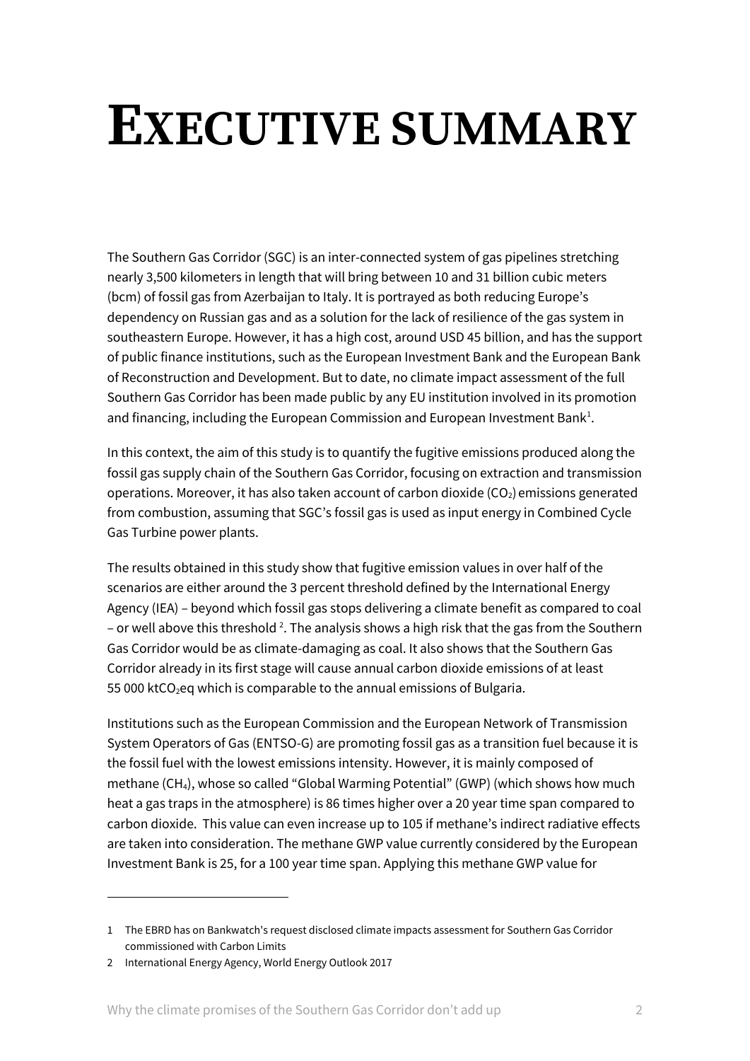# EXECUTIVE SUMMARY

The Southern Gas Corridor (SGC) is an inter-connected system of gas pipelines stretching nearly 3,500 kilometers in length that will bring between 10 and 31 billion cubic meters (bcm) of fossil gas from Azerbaijan to Italy. It is portrayed as both reducing Europe's dependency on Russian gas and as a solution for the lack of resilience of the gas system in southeastern Europe. However, it has a high cost, around USD 45 billion, and has the support of public finance institutions, such as the European Investment Bank and the European Bank of Reconstruction and Development. But to date, no climate impact assessment of the full Southern Gas Corridor has been made public by any EU institution involved in its promotion and financing, including the European Commission and European Investment Bank[1].

In this context, the aim of this study is to quantify the fugitive emissions produced along the fossil gas supply chain of the Southern Gas Corridor, focusing on extraction and transmission operations. Moreover, it has also taken account of carbon dioxide ($CO_2$) emissions generated from combustion, assuming that SGC's fossil gas is used as input energy in Combined Cycle Gas Turbine power plants.

The results obtained in this study show that fugitive emission values in over half of the scenarios are either around the 3 percent threshold defined by the International Energy Agency (IEA) – beyond which fossil gas stops delivering a climate benefit as compared to coal – or well above this threshold [2]. The analysis shows a high risk that the gas from the Southern Gas Corridor would be as climate-damaging as coal. It also shows that the Southern Gas Corridor already in its first stage will cause annual carbon dioxide emissions of at least 55 000 kt$CO_2$eq which is comparable to the annual emissions of Bulgaria.

Institutions such as the European Commission and the European Network of Transmission System Operators of Gas (ENTSO-G) are promoting fossil gas as a transition fuel because it is the fossil fuel with the lowest emissions intensity. However, it is mainly composed of methane ($CH_4$), whose so called "Global Warming Potential" (GWP) (which shows how much heat a gas traps in the atmosphere) is 86 times higher over a 20 year time span compared to carbon dioxide. This value can even increase up to 105 if methane's indirect radiative effects are taken into consideration. The methane GWP value currently considered by the European Investment Bank is 25, for a 100 year time span. Applying this methane GWP value for

---

1 The EBRD has on Bankwatch's request disclosed climate impacts assessment for Southern Gas Corridor commissioned with Carbon Limits

2 International Energy Agency, World Energy Outlook 2017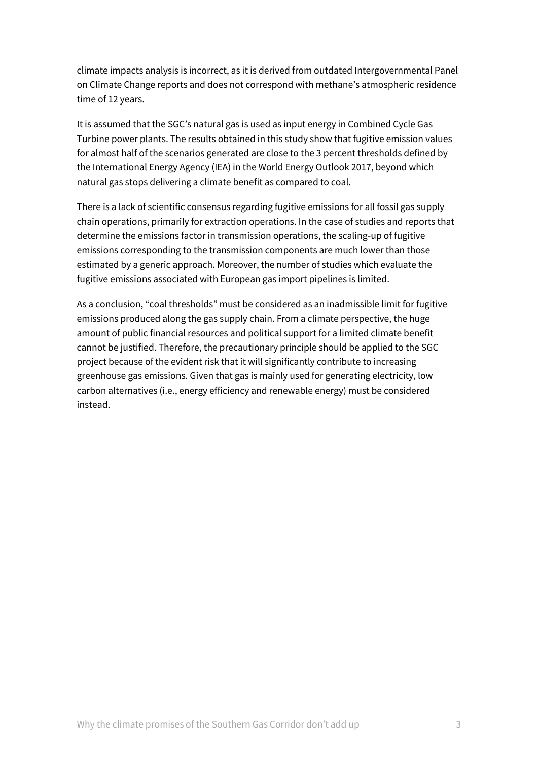climate impacts analysis is incorrect, as it is derived from outdated Intergovernmental Panel on Climate Change reports and does not correspond with methane's atmospheric residence time of 12 years.

It is assumed that the SGC's natural gas is used as input energy in Combined Cycle Gas Turbine power plants. The results obtained in this study show that fugitive emission values for almost half of the scenarios generated are close to the 3 percent thresholds defined by the International Energy Agency (IEA) in the World Energy Outlook 2017, beyond which natural gas stops delivering a climate benefit as compared to coal.

There is a lack of scientific consensus regarding fugitive emissions for all fossil gas supply chain operations, primarily for extraction operations. In the case of studies and reports that determine the emissions factor in transmission operations, the scaling-up of fugitive emissions corresponding to the transmission components are much lower than those estimated by a generic approach. Moreover, the number of studies which evaluate the fugitive emissions associated with European gas import pipelines is limited.

As a conclusion, "coal thresholds" must be considered as an inadmissible limit for fugitive emissions produced along the gas supply chain. From a climate perspective, the huge amount of public financial resources and political support for a limited climate benefit cannot be justified. Therefore, the precautionary principle should be applied to the SGC project because of the evident risk that it will significantly contribute to increasing greenhouse gas emissions. Given that gas is mainly used for generating electricity, low carbon alternatives (i.e., energy efficiency and renewable energy) must be considered instead.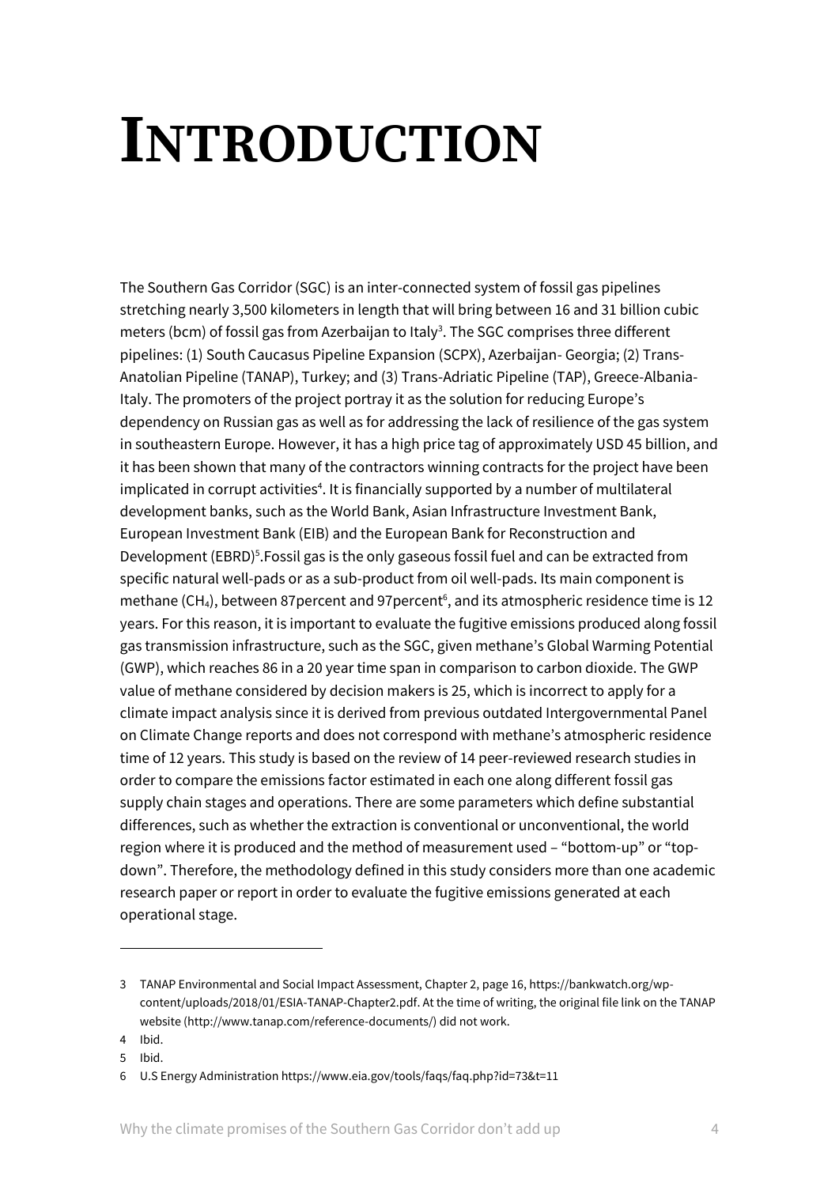# INTRODUCTION

The Southern Gas Corridor (SGC) is an inter-connected system of fossil gas pipelines stretching nearly 3,500 kilometers in length that will bring between 16 and 31 billion cubic meters (bcm) of fossil gas from Azerbaijan to Italy[3]. The SGC comprises three different pipelines: (1) South Caucasus Pipeline Expansion (SCPX), Azerbaijan- Georgia; (2) Trans-Anatolian Pipeline (TANAP), Turkey; and (3) Trans-Adriatic Pipeline (TAP), Greece-Albania-Italy. The promoters of the project portray it as the solution for reducing Europe's dependency on Russian gas as well as for addressing the lack of resilience of the gas system in southeastern Europe. However, it has a high price tag of approximately USD 45 billion, and it has been shown that many of the contractors winning contracts for the project have been implicated in corrupt activities[4]. It is financially supported by a number of multilateral development banks, such as the World Bank, Asian Infrastructure Investment Bank, European Investment Bank (EIB) and the European Bank for Reconstruction and Development (EBRD)[5].Fossil gas is the only gaseous fossil fuel and can be extracted from specific natural well-pads or as a sub-product from oil well-pads. Its main component is methane ($CH_4$), between 87percent and 97percent[6], and its atmospheric residence time is 12 years. For this reason, it is important to evaluate the fugitive emissions produced along fossil gas transmission infrastructure, such as the SGC, given methane's Global Warming Potential (GWP), which reaches 86 in a 20 year time span in comparison to carbon dioxide. The GWP value of methane considered by decision makers is 25, which is incorrect to apply for a climate impact analysis since it is derived from previous outdated Intergovernmental Panel on Climate Change reports and does not correspond with methane's atmospheric residence time of 12 years. This study is based on the review of 14 peer-reviewed research studies in order to compare the emissions factor estimated in each one along different fossil gas supply chain stages and operations. There are some parameters which define substantial differences, such as whether the extraction is conventional or unconventional, the world region where it is produced and the method of measurement used – "bottom-up" or "top-down". Therefore, the methodology defined in this study considers more than one academic research paper or report in order to evaluate the fugitive emissions generated at each operational stage.

---

3 TANAP Environmental and Social Impact Assessment, Chapter 2, page 16, https://bankwatch.org/wp-content/uploads/2018/01/ESIA-TANAP-Chapter2.pdf. At the time of writing, the original file link on the TANAP website (http://www.tanap.com/reference-documents/) did not work.

4 Ibid.

5 Ibid.

6 U.S Energy Administration https://www.eia.gov/tools/faqs/faq.php?id=73&t=11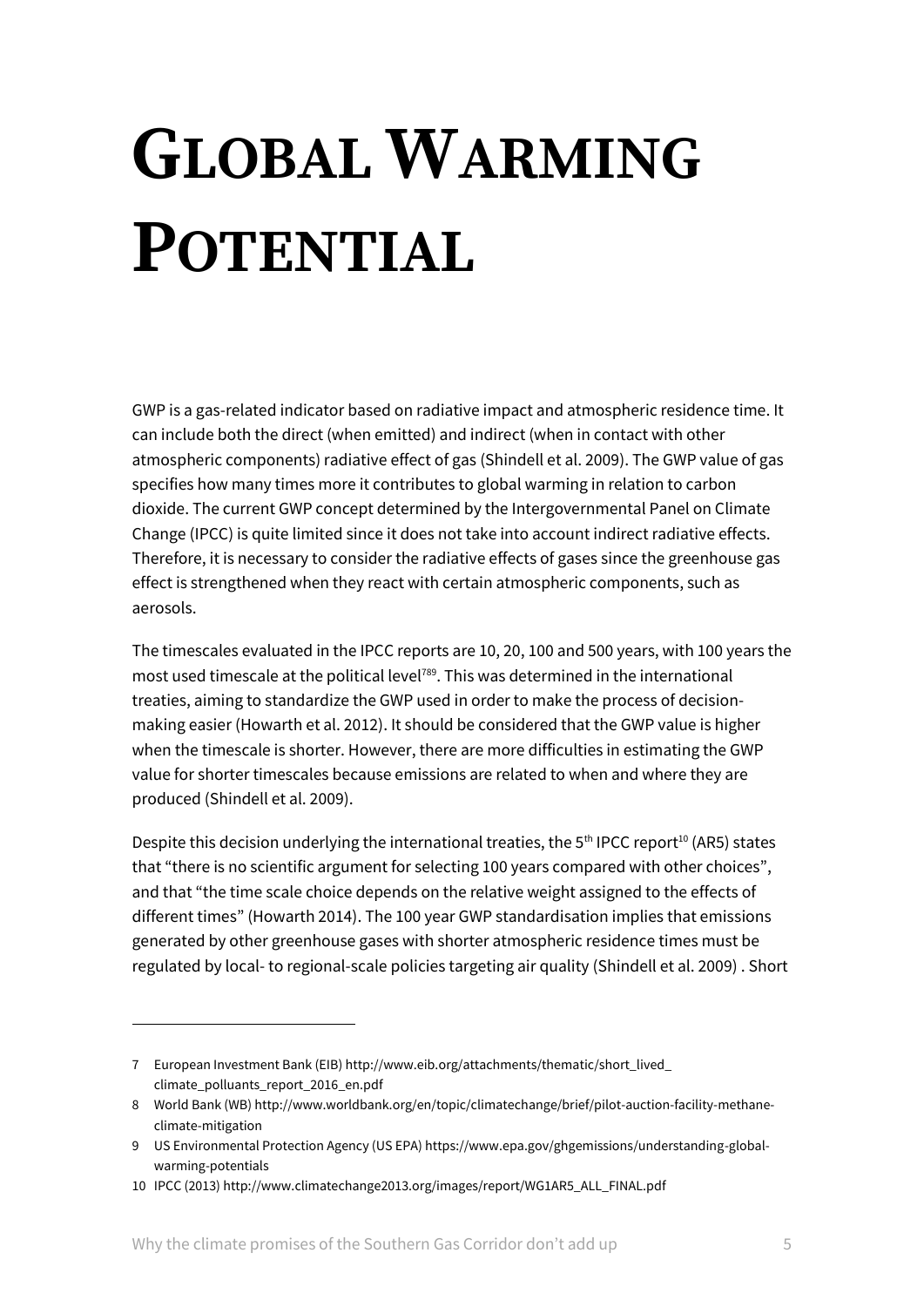# GLOBAL WARMING POTENTIAL

GWP is a gas-related indicator based on radiative impact and atmospheric residence time. It can include both the direct (when emitted) and indirect (when in contact with other atmospheric components) radiative effect of gas (Shindell et al. 2009). The GWP value of gas specifies how many times more it contributes to global warming in relation to carbon dioxide. The current GWP concept determined by the Intergovernmental Panel on Climate Change (IPCC) is quite limited since it does not take into account indirect radiative effects. Therefore, it is necessary to consider the radiative effects of gases since the greenhouse gas effect is strengthened when they react with certain atmospheric components, such as aerosols.

The timescales evaluated in the IPCC reports are 10, 20, 100 and 500 years, with 100 years the most used timescale at the political level[7][8][9]. This was determined in the international treaties, aiming to standardize the GWP used in order to make the process of decision-making easier (Howarth et al. 2012). It should be considered that the GWP value is higher when the timescale is shorter. However, there are more difficulties in estimating the GWP value for shorter timescales because emissions are related to when and where they are produced (Shindell et al. 2009).

Despite this decision underlying the international treaties, the 5th IPCC report[10] (AR5) states that "there is no scientific argument for selecting 100 years compared with other choices", and that "the time scale choice depends on the relative weight assigned to the effects of different times" (Howarth 2014). The 100 year GWP standardisation implies that emissions generated by other greenhouse gases with shorter atmospheric residence times must be regulated by local- to regional-scale policies targeting air quality (Shindell et al. 2009) . Short

---

7 European Investment Bank (EIB) http://www.eib.org/attachments/thematic/short_lived_climate_polluants_report_2016_en.pdf

8 World Bank (WB) http://www.worldbank.org/en/topic/climatechange/brief/pilot-auction-facility-methane-climate-mitigation

9 US Environmental Protection Agency (US EPA) https://www.epa.gov/ghgemissions/understanding-global-warming-potentials

10 IPCC (2013) http://www.climatechange2013.org/images/report/WG1AR5_ALL_FINAL.pdf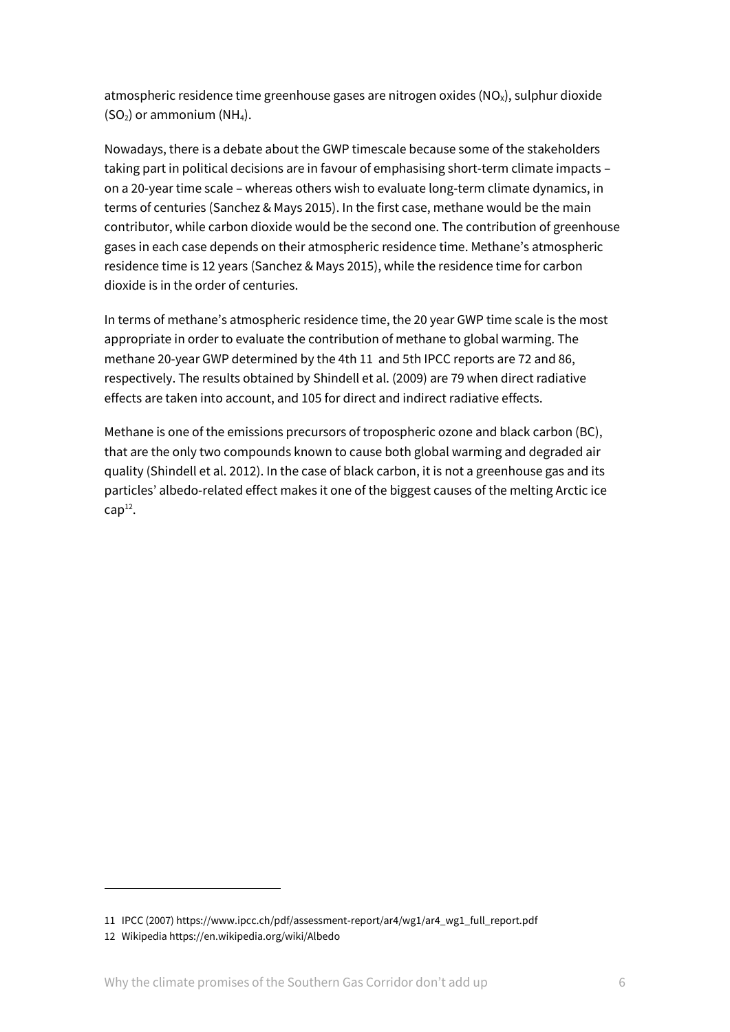atmospheric residence time greenhouse gases are nitrogen oxides ($NO_X$), sulphur dioxide ($SO_2$) or ammonium ($NH_4$).

Nowadays, there is a debate about the GWP timescale because some of the stakeholders taking part in political decisions are in favour of emphasising short-term climate impacts – on a 20-year time scale – whereas others wish to evaluate long-term climate dynamics, in terms of centuries (Sanchez & Mays 2015). In the first case, methane would be the main contributor, while carbon dioxide would be the second one. The contribution of greenhouse gases in each case depends on their atmospheric residence time. Methane's atmospheric residence time is 12 years (Sanchez & Mays 2015), while the residence time for carbon dioxide is in the order of centuries.

In terms of methane's atmospheric residence time, the 20 year GWP time scale is the most appropriate in order to evaluate the contribution of methane to global warming. The methane 20-year GWP determined by the 4th [11] and 5th IPCC reports are 72 and 86, respectively. The results obtained by Shindell et al. (2009) are 79 when direct radiative effects are taken into account, and 105 for direct and indirect radiative effects.

Methane is one of the emissions precursors of tropospheric ozone and black carbon (BC), that are the only two compounds known to cause both global warming and degraded air quality (Shindell et al. 2012). In the case of black carbon, it is not a greenhouse gas and its particles' albedo-related effect makes it one of the biggest causes of the melting Arctic ice cap[12].

---

11 IPCC (2007) https://www.ipcc.ch/pdf/assessment-report/ar4/wg1/ar4_wg1_full_report.pdf

12 Wikipedia https://en.wikipedia.org/wiki/Albedo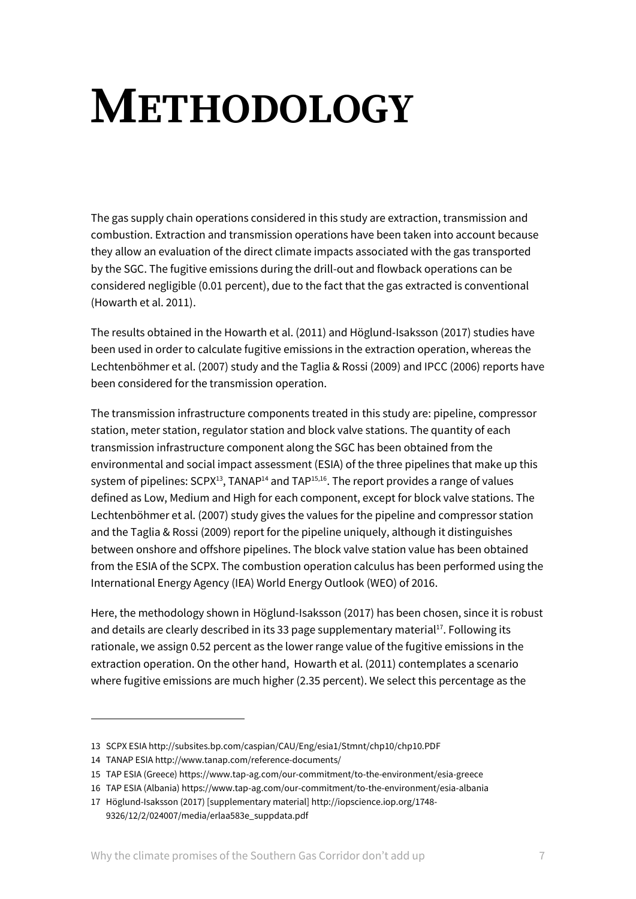# METHODOLOGY

The gas supply chain operations considered in this study are extraction, transmission and combustion. Extraction and transmission operations have been taken into account because they allow an evaluation of the direct climate impacts associated with the gas transported by the SGC. The fugitive emissions during the drill-out and flowback operations can be considered negligible (0.01 percent), due to the fact that the gas extracted is conventional (Howarth et al. 2011).

The results obtained in the Howarth et al. (2011) and Höglund-Isaksson (2017) studies have been used in order to calculate fugitive emissions in the extraction operation, whereas the Lechtenböhmer et al. (2007) study and the Taglia & Rossi (2009) and IPCC (2006) reports have been considered for the transmission operation.

The transmission infrastructure components treated in this study are: pipeline, compressor station, meter station, regulator station and block valve stations. The quantity of each transmission infrastructure component along the SGC has been obtained from the environmental and social impact assessment (ESIA) of the three pipelines that make up this system of pipelines: SCPX[13], TANAP[14] and TAP[15,16]. The report provides a range of values defined as Low, Medium and High for each component, except for block valve stations. The Lechtenböhmer et al. (2007) study gives the values for the pipeline and compressor station and the Taglia & Rossi (2009) report for the pipeline uniquely, although it distinguishes between onshore and offshore pipelines. The block valve station value has been obtained from the ESIA of the SCPX. The combustion operation calculus has been performed using the International Energy Agency (IEA) World Energy Outlook (WEO) of 2016.

Here, the methodology shown in Höglund-Isaksson (2017) has been chosen, since it is robust and details are clearly described in its 33 page supplementary material[17]. Following its rationale, we assign 0.52 percent as the lower range value of the fugitive emissions in the extraction operation. On the other hand, Howarth et al. (2011) contemplates a scenario where fugitive emissions are much higher (2.35 percent). We select this percentage as the

13 SCPX ESIA http://subsites.bp.com/caspian/CAU/Eng/esia1/Stmnt/chp10/chp10.PDF

14 TANAP ESIA http://www.tanap.com/reference-documents/

15 TAP ESIA (Greece) https://www.tap-ag.com/our-commitment/to-the-environment/esia-greece

16 TAP ESIA (Albania) https://www.tap-ag.com/our-commitment/to-the-environment/esia-albania

17 Höglund-Isaksson (2017) [supplementary material] http://iopscience.iop.org/1748-9326/12/2/024007/media/erlaa583e_suppdata.pdf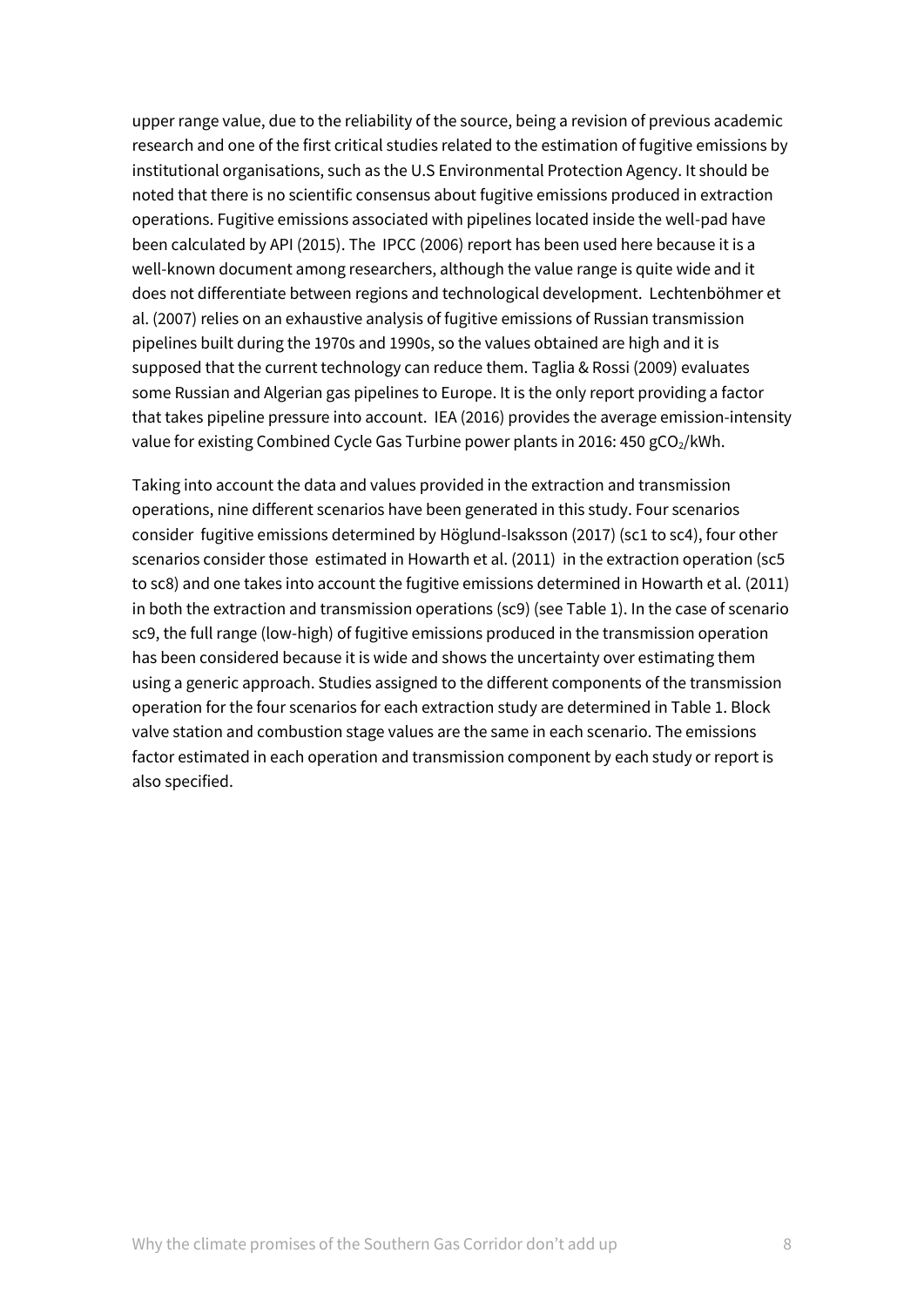upper range value, due to the reliability of the source, being a revision of previous academic research and one of the first critical studies related to the estimation of fugitive emissions by institutional organisations, such as the U.S Environmental Protection Agency. It should be noted that there is no scientific consensus about fugitive emissions produced in extraction operations. Fugitive emissions associated with pipelines located inside the well-pad have been calculated by API (2015). The IPCC (2006) report has been used here because it is a well-known document among researchers, although the value range is quite wide and it does not differentiate between regions and technological development. Lechtenböhmer et al. (2007) relies on an exhaustive analysis of fugitive emissions of Russian transmission pipelines built during the 1970s and 1990s, so the values obtained are high and it is supposed that the current technology can reduce them. Taglia & Rossi (2009) evaluates some Russian and Algerian gas pipelines to Europe. It is the only report providing a factor that takes pipeline pressure into account. IEA (2016) provides the average emission-intensity value for existing Combined Cycle Gas Turbine power plants in 2016: 450 $gCO_2$/kWh.

Taking into account the data and values provided in the extraction and transmission operations, nine different scenarios have been generated in this study. Four scenarios consider fugitive emissions determined by Höglund-Isaksson (2017) (sc1 to sc4), four other scenarios consider those estimated in Howarth et al. (2011) in the extraction operation (sc5 to sc8) and one takes into account the fugitive emissions determined in Howarth et al. (2011) in both the extraction and transmission operations (sc9) (see Table 1). In the case of scenario sc9, the full range (low-high) of fugitive emissions produced in the transmission operation has been considered because it is wide and shows the uncertainty over estimating them using a generic approach. Studies assigned to the different components of the transmission operation for the four scenarios for each extraction study are determined in Table 1. Block valve station and combustion stage values are the same in each scenario. The emissions factor estimated in each operation and transmission component by each study or report is also specified.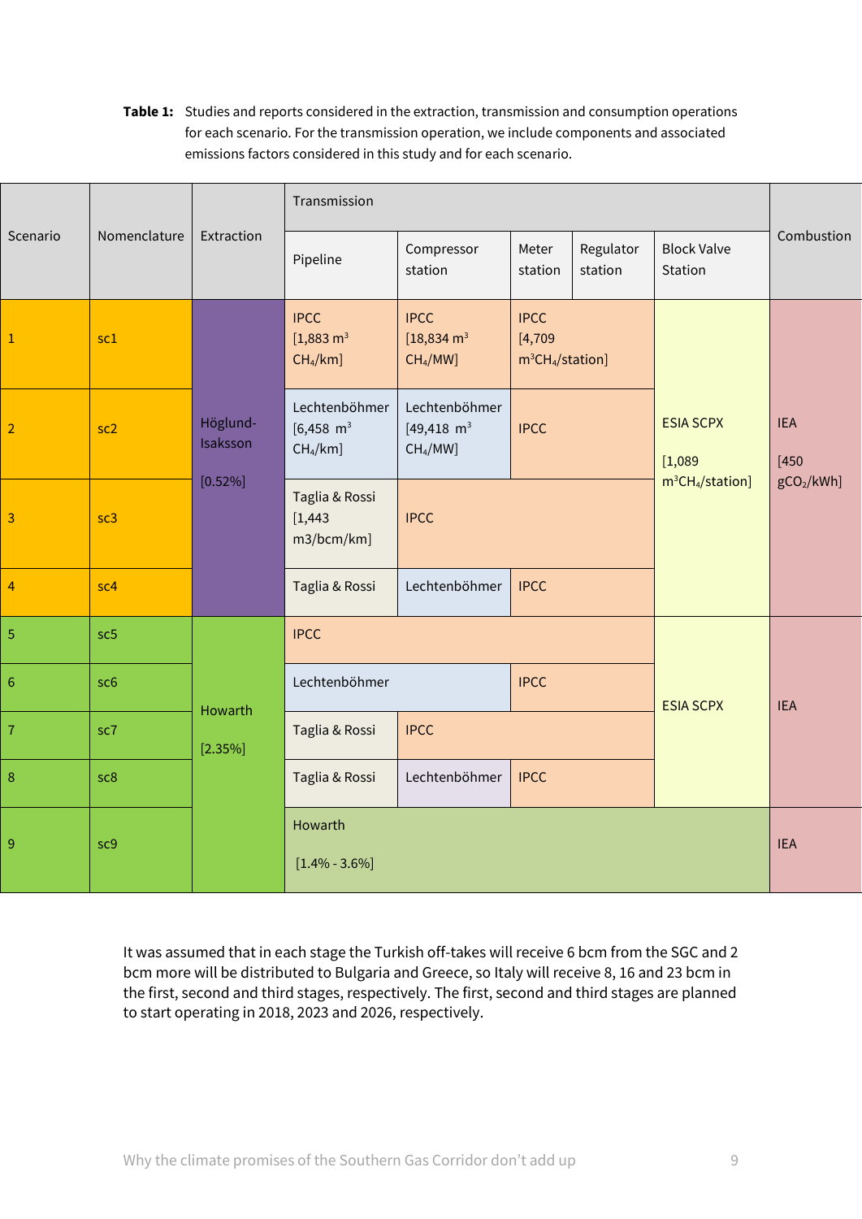**Table 1:** Studies and reports considered in the extraction, transmission and consumption operations for each scenario. For the transmission operation, we include components and associated emissions factors considered in this study and for each scenario.

| Scenario | Nomenclature | Extraction | Transmission | | | | | Combustion |
|---|---|---|---|---|---|---|---|---|
| | | | Pipeline | Compressor station | Meter station | Regulator station | Block Valve Station | |
| 1 | sc1 | Höglund-Isaksson [0.52%] | IPCC [1,883 $m^3$ $CH_4$/km] | IPCC [18,834 $m^3$ $CH_4$/MW] | IPCC [4,709 $m^3CH_4$/station] | | ESIA SCPX [1,089 $m^3CH_4$/station] | IEA [450 $gCO_2$/kWh] |
| 2 | sc2 | Höglund-Isaksson [0.52%] | Lechtenböhmer [6,458 $m^3$ $CH_4$/km] | Lechtenböhmer [49,418 $m^3$ $CH_4$/MW] | IPCC | | ESIA SCPX [1,089 $m^3CH_4$/station] | IEA [450 $gCO_2$/kWh] |
| 3 | sc3 | Höglund-Isaksson [0.52%] | Taglia & Rossi [1,443 m3/bcm/km] | IPCC | | | ESIA SCPX [1,089 $m^3CH_4$/station] | IEA [450 $gCO_2$/kWh] |
| 4 | sc4 | Höglund-Isaksson [0.52%] | Taglia & Rossi | Lechtenböhmer | IPCC | | ESIA SCPX [1,089 $m^3CH_4$/station] | IEA [450 $gCO_2$/kWh] |
| 5 | sc5 | Howarth [2.35%] | IPCC | | | | ESIA SCPX | IEA |
| 6 | sc6 | Howarth [2.35%] | Lechtenböhmer | | IPCC | | ESIA SCPX | IEA |
| 7 | sc7 | Howarth [2.35%] | Taglia & Rossi | IPCC | | | ESIA SCPX | IEA |
| 8 | sc8 | Howarth [2.35%] | Taglia & Rossi | Lechtenböhmer | IPCC | | ESIA SCPX | IEA |
| 9 | sc9 | Howarth [2.35%] | Howarth [1.4% - 3.6%] | | | | | IEA |

It was assumed that in each stage the Turkish off-takes will receive 6 bcm from the SGC and 2 bcm more will be distributed to Bulgaria and Greece, so Italy will receive 8, 16 and 23 bcm in the first, second and third stages, respectively. The first, second and third stages are planned to start operating in 2018, 2023 and 2026, respectively.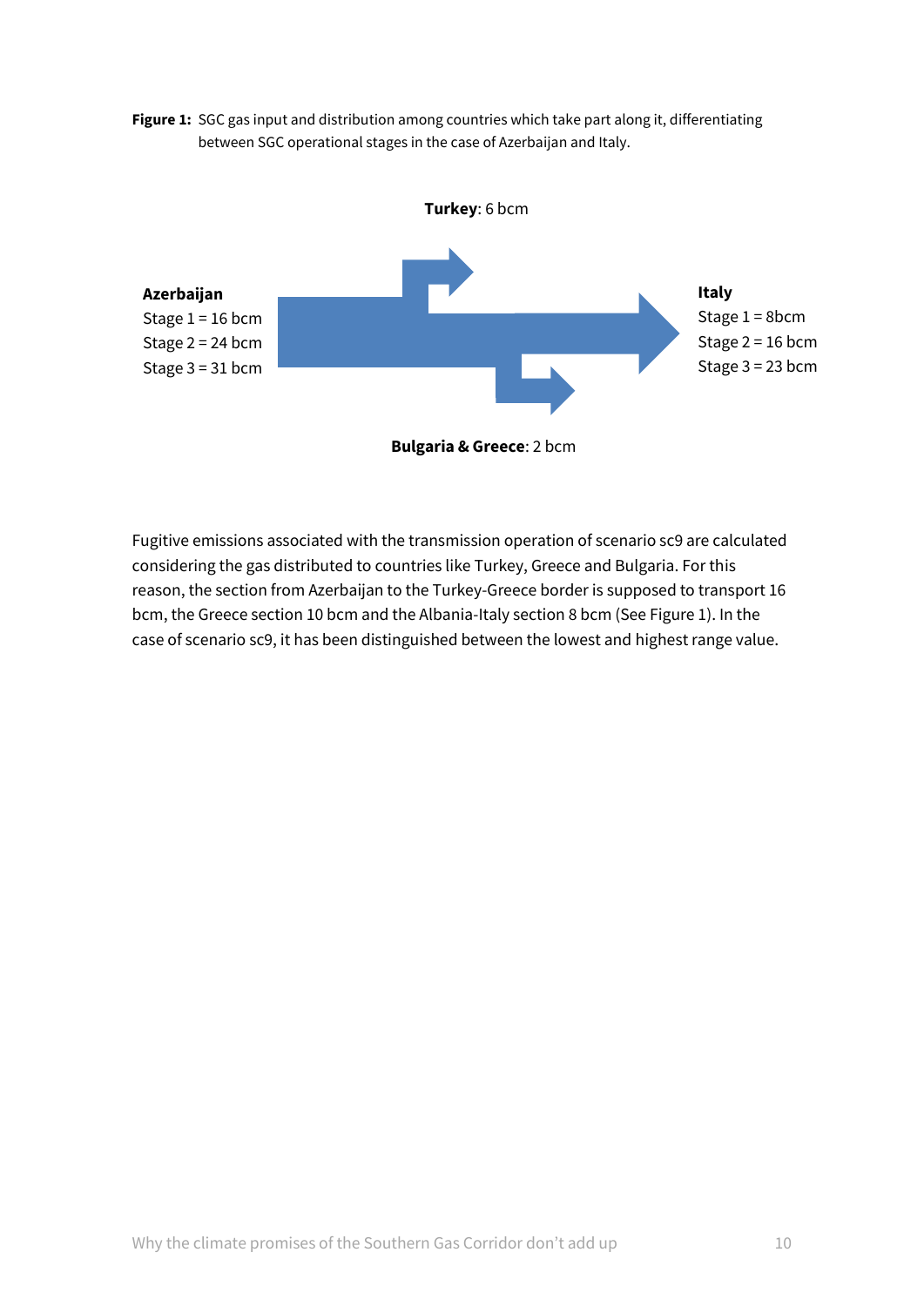**Figure 1:** SGC gas input and distribution among countries which take part along it, differentiating between SGC operational stages in the case of Azerbaijan and Italy.

**Turkey**: 6 bcm

**Azerbaijan**
Stage 1 = 16 bcm
Stage 2 = 24 bcm
Stage 3 = 31 bcm

**Italy**
Stage 1 = 8bcm
Stage 2 = 16 bcm
Stage 3 = 23 bcm

**Bulgaria & Greece**: 2 bcm

Fugitive emissions associated with the transmission operation of scenario sc9 are calculated considering the gas distributed to countries like Turkey, Greece and Bulgaria. For this reason, the section from Azerbaijan to the Turkey-Greece border is supposed to transport 16 bcm, the Greece section 10 bcm and the Albania-Italy section 8 bcm (See Figure 1). In the case of scenario sc9, it has been distinguished between the lowest and highest range value.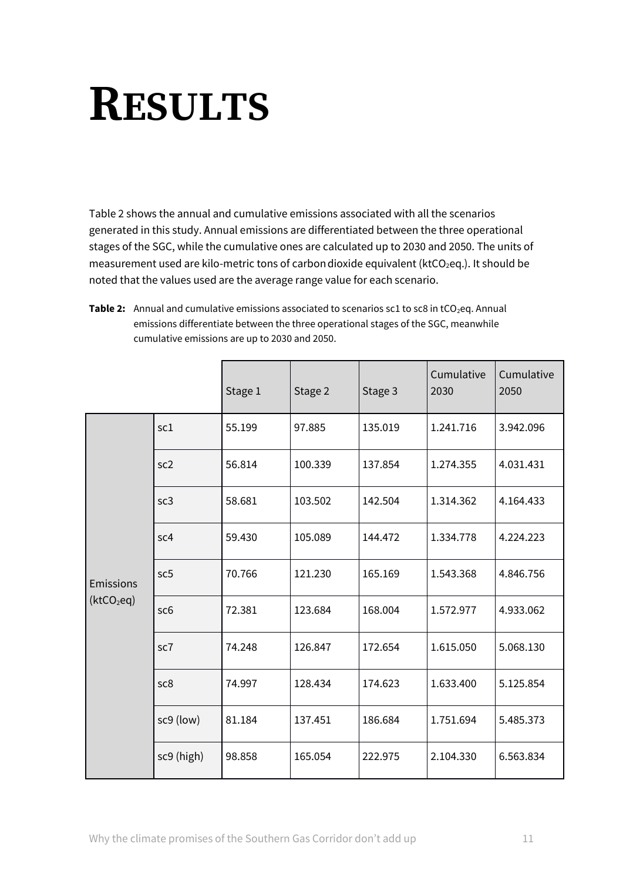# RESULTS

Table 2 shows the annual and cumulative emissions associated with all the scenarios generated in this study. Annual emissions are differentiated between the three operational stages of the SGC, while the cumulative ones are calculated up to 2030 and 2050. The units of measurement used are kilo-metric tons of carbon dioxide equivalent ($ktCO_2eq.$). It should be noted that the values used are the average range value for each scenario.

**Table 2:** Annual and cumulative emissions associated to scenarios sc1 to sc8 in $tCO_2eq$. Annual emissions differentiate between the three operational stages of the SGC, meanwhile cumulative emissions are up to 2030 and 2050.

| | | Stage 1 | Stage 2 | Stage 3 | Cumulative 2030 | Cumulative 2050 |
|---|---|---|---|---|---|---|
| Emissions ($ktCO_2eq$) | sc1 | 55.199 | 97.885 | 135.019 | 1.241.716 | 3.942.096 |
| | sc2 | 56.814 | 100.339 | 137.854 | 1.274.355 | 4.031.431 |
| | sc3 | 58.681 | 103.502 | 142.504 | 1.314.362 | 4.164.433 |
| | sc4 | 59.430 | 105.089 | 144.472 | 1.334.778 | 4.224.223 |
| | sc5 | 70.766 | 121.230 | 165.169 | 1.543.368 | 4.846.756 |
| | sc6 | 72.381 | 123.684 | 168.004 | 1.572.977 | 4.933.062 |
| | sc7 | 74.248 | 126.847 | 172.654 | 1.615.050 | 5.068.130 |
| | sc8 | 74.997 | 128.434 | 174.623 | 1.633.400 | 5.125.854 |
| | sc9 (low) | 81.184 | 137.451 | 186.684 | 1.751.694 | 5.485.373 |
| | sc9 (high) | 98.858 | 165.054 | 222.975 | 2.104.330 | 6.563.834 |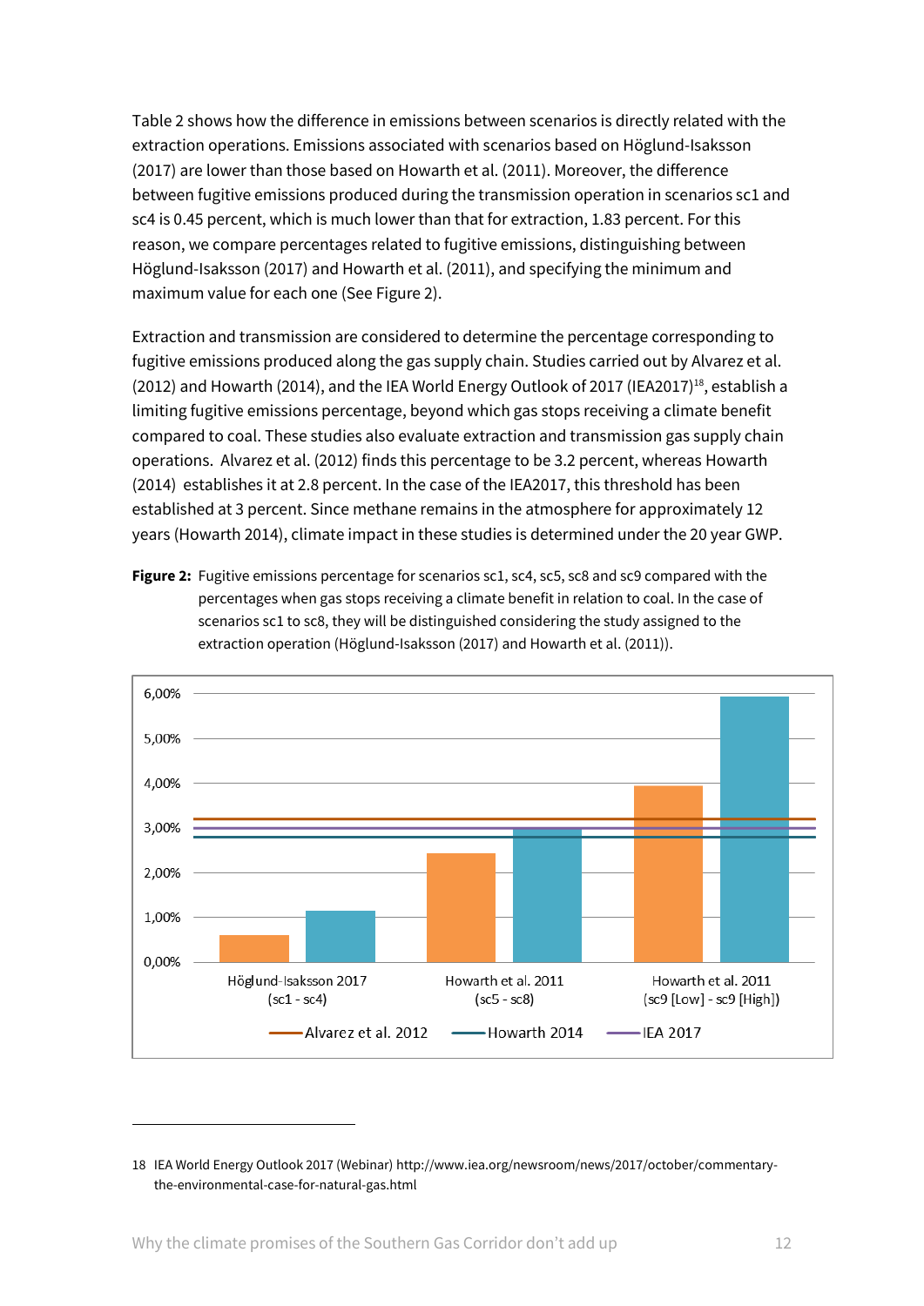Table 2 shows how the difference in emissions between scenarios is directly related with the extraction operations. Emissions associated with scenarios based on Höglund-Isaksson (2017) are lower than those based on Howarth et al. (2011). Moreover, the difference between fugitive emissions produced during the transmission operation in scenarios sc1 and sc4 is 0.45 percent, which is much lower than that for extraction, 1.83 percent. For this reason, we compare percentages related to fugitive emissions, distinguishing between Höglund-Isaksson (2017) and Howarth et al. (2011), and specifying the minimum and maximum value for each one (See Figure 2).

Extraction and transmission are considered to determine the percentage corresponding to fugitive emissions produced along the gas supply chain. Studies carried out by Alvarez et al. (2012) and Howarth (2014), and the IEA World Energy Outlook of 2017 (IEA2017)[18], establish a limiting fugitive emissions percentage, beyond which gas stops receiving a climate benefit compared to coal. These studies also evaluate extraction and transmission gas supply chain operations. Alvarez et al. (2012) finds this percentage to be 3.2 percent, whereas Howarth (2014) establishes it at 2.8 percent. In the case of the IEA2017, this threshold has been established at 3 percent. Since methane remains in the atmosphere for approximately 12 years (Howarth 2014), climate impact in these studies is determined under the 20 year GWP.

**Figure 2:** Fugitive emissions percentage for scenarios sc1, sc4, sc5, sc8 and sc9 compared with the percentages when gas stops receiving a climate benefit in relation to coal. In the case of scenarios sc1 to sc8, they will be distinguished considering the study assigned to the extraction operation (Höglund-Isaksson (2017) and Howarth et al. (2011)).

---

18 IEA World Energy Outlook 2017 (Webinar) http://www.iea.org/newsroom/news/2017/october/commentary-the-environmental-case-for-natural-gas.html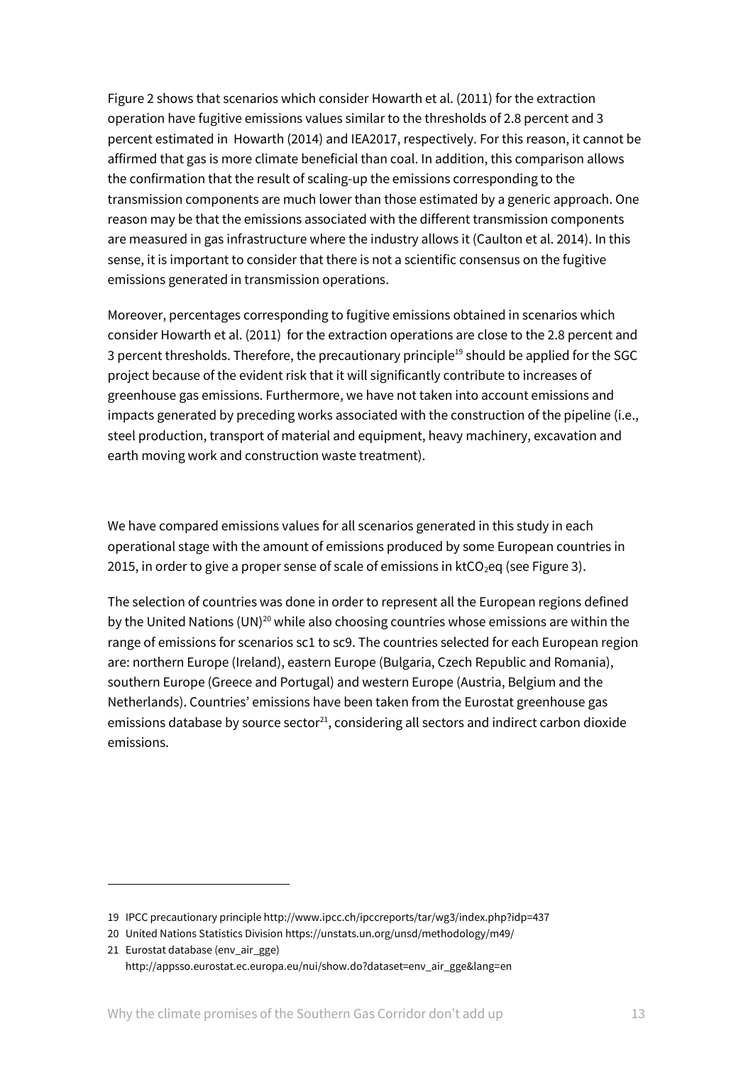Figure 2 shows that scenarios which consider Howarth et al. (2011) for the extraction operation have fugitive emissions values similar to the thresholds of 2.8 percent and 3 percent estimated in Howarth (2014) and IEA2017, respectively. For this reason, it cannot be affirmed that gas is more climate beneficial than coal. In addition, this comparison allows the confirmation that the result of scaling-up the emissions corresponding to the transmission components are much lower than those estimated by a generic approach. One reason may be that the emissions associated with the different transmission components are measured in gas infrastructure where the industry allows it (Caulton et al. 2014). In this sense, it is important to consider that there is not a scientific consensus on the fugitive emissions generated in transmission operations.

Moreover, percentages corresponding to fugitive emissions obtained in scenarios which consider Howarth et al. (2011) for the extraction operations are close to the 2.8 percent and 3 percent thresholds. Therefore, the precautionary principle[19] should be applied for the SGC project because of the evident risk that it will significantly contribute to increases of greenhouse gas emissions. Furthermore, we have not taken into account emissions and impacts generated by preceding works associated with the construction of the pipeline (i.e., steel production, transport of material and equipment, heavy machinery, excavation and earth moving work and construction waste treatment).

We have compared emissions values for all scenarios generated in this study in each operational stage with the amount of emissions produced by some European countries in 2015, in order to give a proper sense of scale of emissions in kt$CO_2$eq (see Figure 3).

The selection of countries was done in order to represent all the European regions defined by the United Nations (UN)[20] while also choosing countries whose emissions are within the range of emissions for scenarios sc1 to sc9. The countries selected for each European region are: northern Europe (Ireland), eastern Europe (Bulgaria, Czech Republic and Romania), southern Europe (Greece and Portugal) and western Europe (Austria, Belgium and the Netherlands). Countries' emissions have been taken from the Eurostat greenhouse gas emissions database by source sector[21], considering all sectors and indirect carbon dioxide emissions.

---

19 IPCC precautionary principle http://www.ipcc.ch/ipccreports/tar/wg3/index.php?idp=437

20 United Nations Statistics Division https://unstats.un.org/unsd/methodology/m49/

21 Eurostat database (env_air_gge) http://appsso.eurostat.ec.europa.eu/nui/show.do?dataset=env_air_gge&lang=en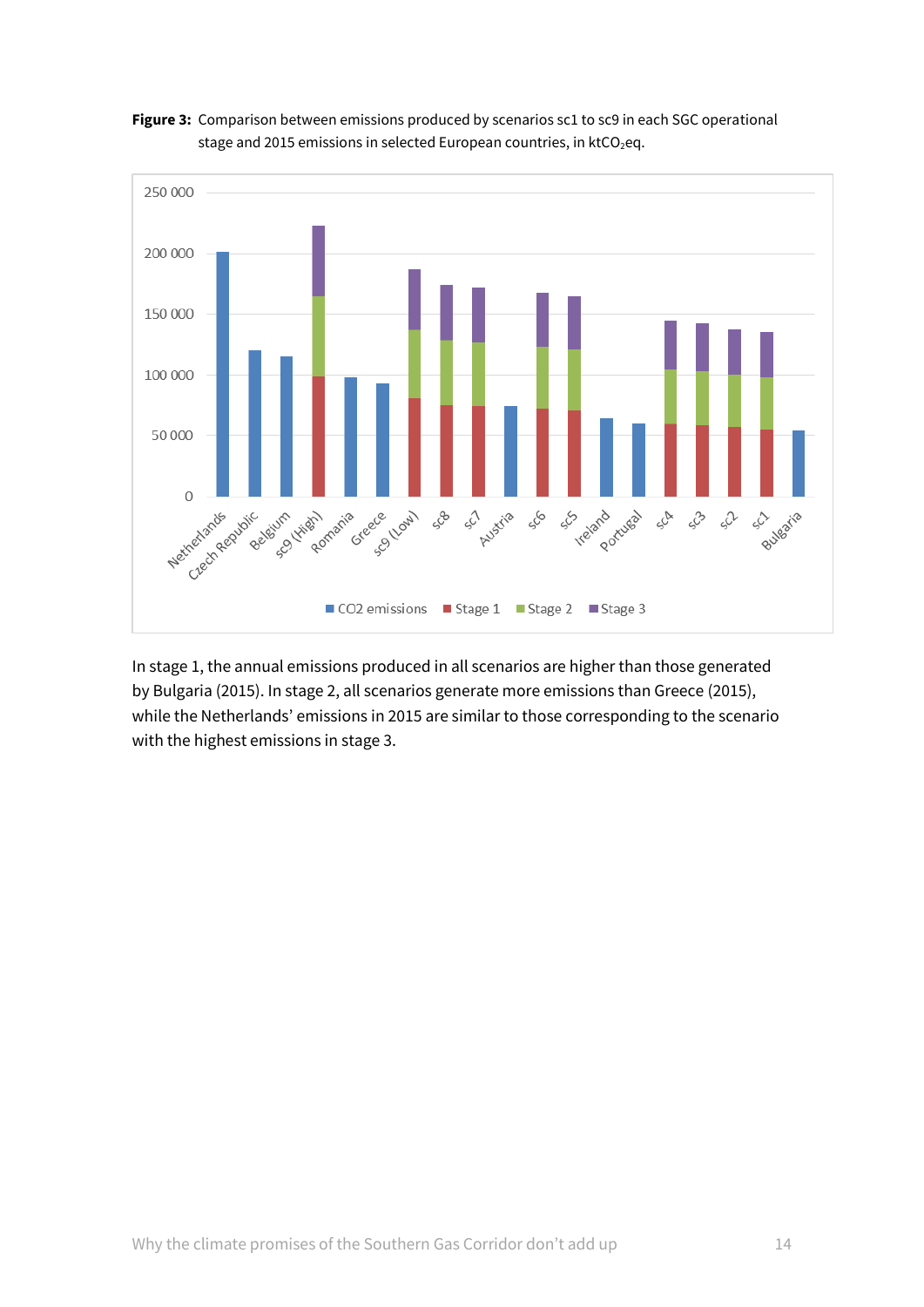**Figure 3:** Comparison between emissions produced by scenarios sc1 to sc9 in each SGC operational stage and 2015 emissions in selected European countries, in $ktCO_2eq$.

In stage 1, the annual emissions produced in all scenarios are higher than those generated by Bulgaria (2015). In stage 2, all scenarios generate more emissions than Greece (2015), while the Netherlands' emissions in 2015 are similar to those corresponding to the scenario with the highest emissions in stage 3.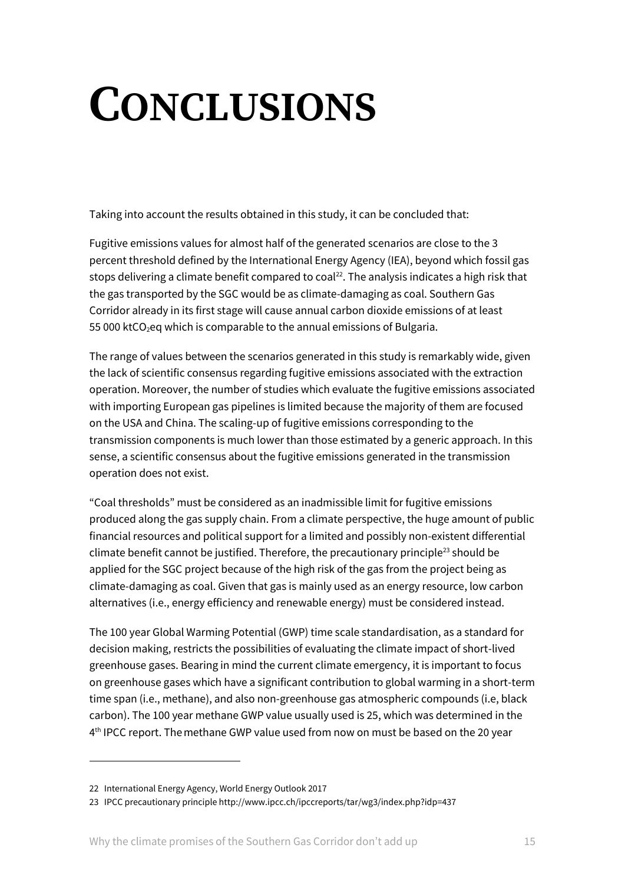# CONCLUSIONS

Taking into account the results obtained in this study, it can be concluded that:

Fugitive emissions values for almost half of the generated scenarios are close to the 3 percent threshold defined by the International Energy Agency (IEA), beyond which fossil gas stops delivering a climate benefit compared to coal[22]. The analysis indicates a high risk that the gas transported by the SGC would be as climate-damaging as coal. Southern Gas Corridor already in its first stage will cause annual carbon dioxide emissions of at least 55 000 kt$CO_2$eq which is comparable to the annual emissions of Bulgaria.

The range of values between the scenarios generated in this study is remarkably wide, given the lack of scientific consensus regarding fugitive emissions associated with the extraction operation. Moreover, the number of studies which evaluate the fugitive emissions associated with importing European gas pipelines is limited because the majority of them are focused on the USA and China. The scaling-up of fugitive emissions corresponding to the transmission components is much lower than those estimated by a generic approach. In this sense, a scientific consensus about the fugitive emissions generated in the transmission operation does not exist.

"Coal thresholds" must be considered as an inadmissible limit for fugitive emissions produced along the gas supply chain. From a climate perspective, the huge amount of public financial resources and political support for a limited and possibly non-existent differential climate benefit cannot be justified. Therefore, the precautionary principle[23] should be applied for the SGC project because of the high risk of the gas from the project being as climate-damaging as coal. Given that gas is mainly used as an energy resource, low carbon alternatives (i.e., energy efficiency and renewable energy) must be considered instead.

The 100 year Global Warming Potential (GWP) time scale standardisation, as a standard for decision making, restricts the possibilities of evaluating the climate impact of short-lived greenhouse gases. Bearing in mind the current climate emergency, it is important to focus on greenhouse gases which have a significant contribution to global warming in a short-term time span (i.e., methane), and also non-greenhouse gas atmospheric compounds (i.e, black carbon). The 100 year methane GWP value usually used is 25, which was determined in the 4th IPCC report. The methane GWP value used from now on must be based on the 20 year

---

22 International Energy Agency, World Energy Outlook 2017

23 IPCC precautionary principle http://www.ipcc.ch/ipccreports/tar/wg3/index.php?idp=437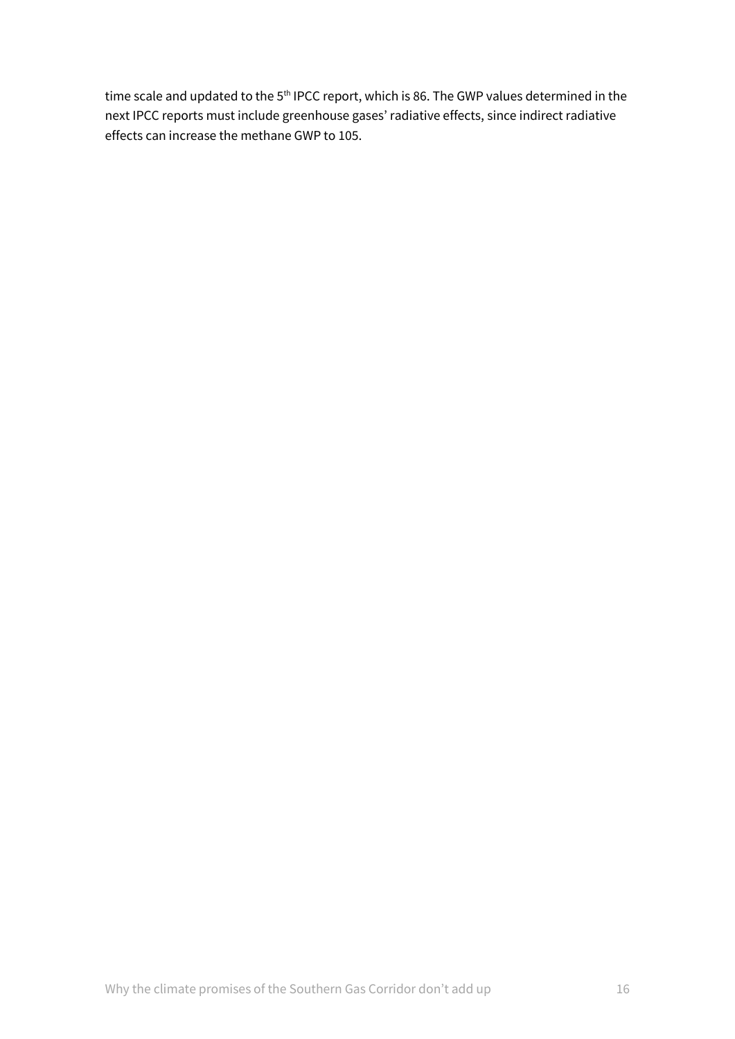time scale and updated to the 5th IPCC report, which is 86. The GWP values determined in the next IPCC reports must include greenhouse gases' radiative effects, since indirect radiative effects can increase the methane GWP to 105.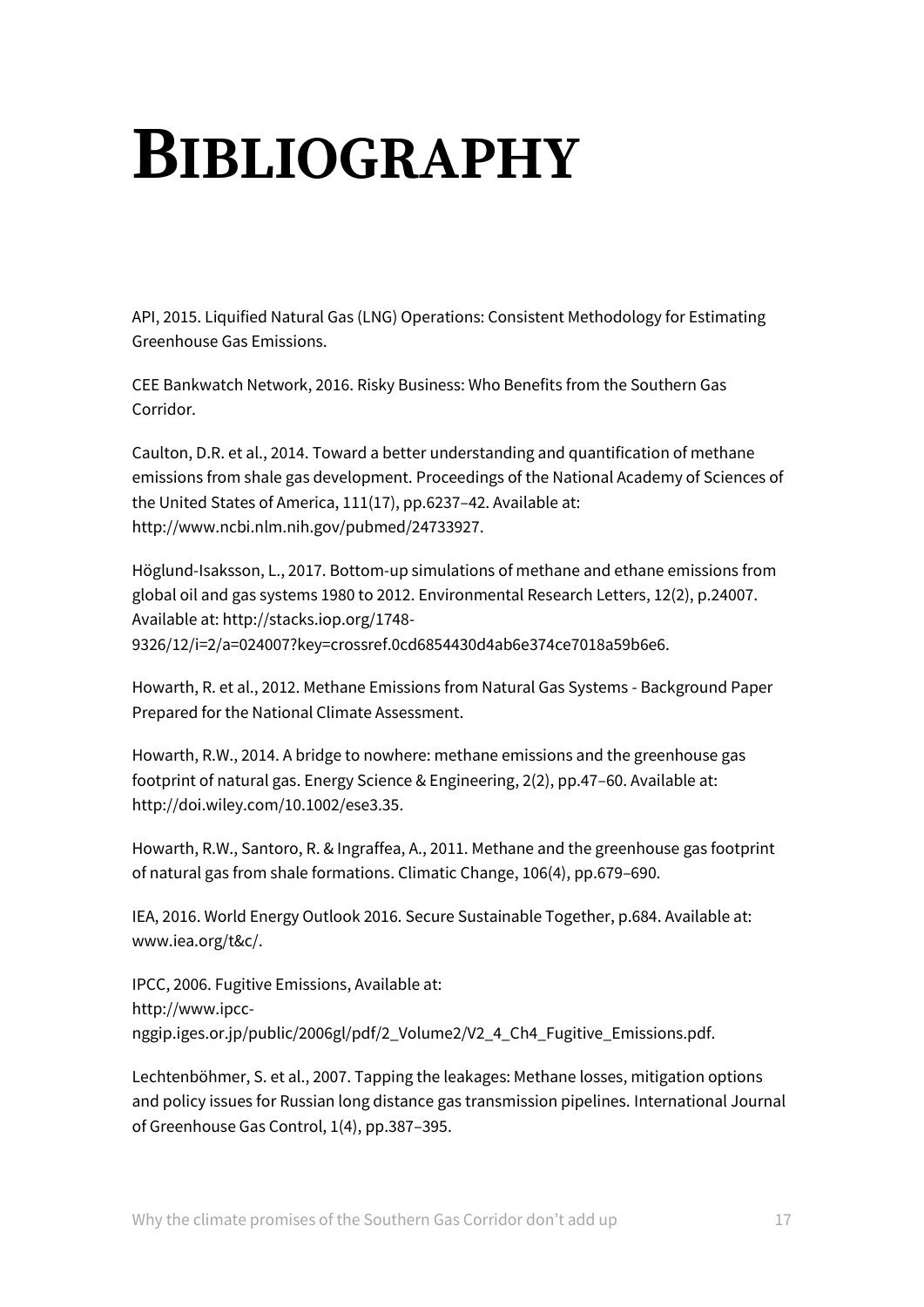# BIBLIOGRAPHY

API, 2015. Liquified Natural Gas (LNG) Operations: Consistent Methodology for Estimating Greenhouse Gas Emissions.

CEE Bankwatch Network, 2016. Risky Business: Who Benefits from the Southern Gas Corridor.

Caulton, D.R. et al., 2014. Toward a better understanding and quantification of methane emissions from shale gas development. Proceedings of the National Academy of Sciences of the United States of America, 111(17), pp.6237–42. Available at: http://www.ncbi.nlm.nih.gov/pubmed/24733927.

Höglund-Isaksson, L., 2017. Bottom-up simulations of methane and ethane emissions from global oil and gas systems 1980 to 2012. Environmental Research Letters, 12(2), p.24007. Available at: http://stacks.iop.org/1748-9326/12/i=2/a=024007?key=crossref.0cd6854430d4ab6e374ce7018a59b6e6.

Howarth, R. et al., 2012. Methane Emissions from Natural Gas Systems - Background Paper Prepared for the National Climate Assessment.

Howarth, R.W., 2014. A bridge to nowhere: methane emissions and the greenhouse gas footprint of natural gas. Energy Science & Engineering, 2(2), pp.47–60. Available at: http://doi.wiley.com/10.1002/ese3.35.

Howarth, R.W., Santoro, R. & Ingraffea, A., 2011. Methane and the greenhouse gas footprint of natural gas from shale formations. Climatic Change, 106(4), pp.679–690.

IEA, 2016. World Energy Outlook 2016. Secure Sustainable Together, p.684. Available at: www.iea.org/t&c/.

IPCC, 2006. Fugitive Emissions, Available at: http://www.ipcc-nggip.iges.or.jp/public/2006gl/pdf/2_Volume2/V2_4_Ch4_Fugitive_Emissions.pdf.

Lechtenböhmer, S. et al., 2007. Tapping the leakages: Methane losses, mitigation options and policy issues for Russian long distance gas transmission pipelines. International Journal of Greenhouse Gas Control, 1(4), pp.387–395.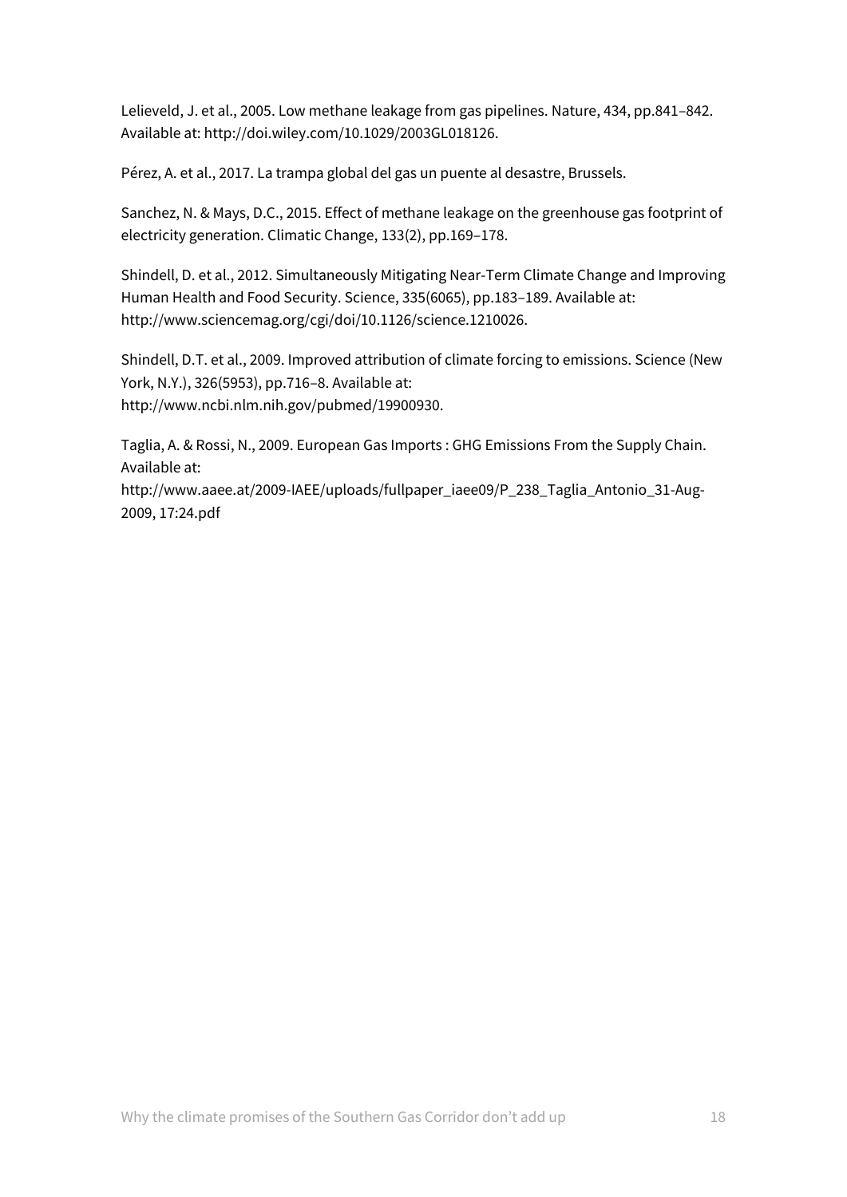Lelieveld, J. et al., 2005. Low methane leakage from gas pipelines. Nature, 434, pp.841–842. Available at: http://doi.wiley.com/10.1029/2003GL018126.

Pérez, A. et al., 2017. La trampa global del gas un puente al desastre, Brussels.

Sanchez, N. & Mays, D.C., 2015. Effect of methane leakage on the greenhouse gas footprint of electricity generation. Climatic Change, 133(2), pp.169–178.

Shindell, D. et al., 2012. Simultaneously Mitigating Near-Term Climate Change and Improving Human Health and Food Security. Science, 335(6065), pp.183–189. Available at: http://www.sciencemag.org/cgi/doi/10.1126/science.1210026.

Shindell, D.T. et al., 2009. Improved attribution of climate forcing to emissions. Science (New York, N.Y.), 326(5953), pp.716–8. Available at: http://www.ncbi.nlm.nih.gov/pubmed/19900930.

Taglia, A. & Rossi, N., 2009. European Gas Imports : GHG Emissions From the Supply Chain. Available at: http://www.aaee.at/2009-IAEE/uploads/fullpaper_iaee09/P_238_Taglia_Antonio_31-Aug-2009, 17:24.pdf